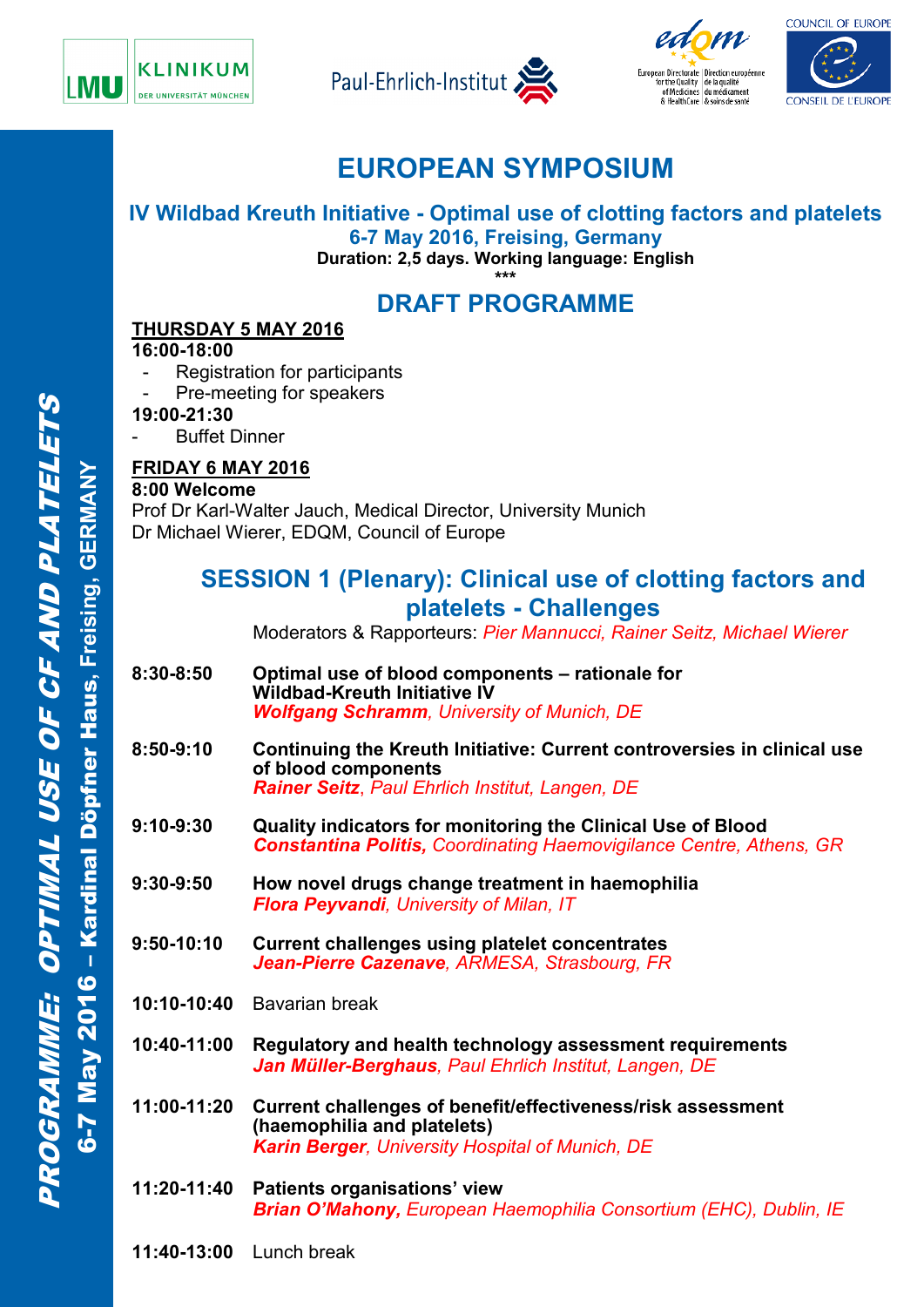# EUROPEAN SYMPOSIUM

## IV Wildbad Kreuth Initiative - Optimal use of clotting factors and platelets

**6-7 May 2016, Freising, Germany**

**Duration: 2,5 days. Working language: English**

***

## DRAFT PROGRAMME

**THURSDAY 5 MAY 2016**

**16:00-18:00**

- Registration for participants
- Pre-meeting for speakers

**19:00-21:30**

- Buffet Dinner

**FRIDAY 6 MAY 2016**

**8:00 Welcome**

Prof Dr Karl-Walter Jauch, Medical Director, University Munich
Dr Michael Wierer, EDQM, Council of Europe

### SESSION 1 (Plenary): Clinical use of clotting factors and platelets - Challenges

Moderators & Rapporteurs: *Pier Mannucci, Rainer Seitz, Michael Wierer*

**8:30-8:50** **Optimal use of blood components – rationale for Wildbad-Kreuth Initiative IV**
***Wolfgang Schramm**, University of Munich, DE*

**8:50-9:10** **Continuing the Kreuth Initiative: Current controversies in clinical use of blood components**
***Rainer Seitz**, Paul Ehrlich Institut, Langen, DE*

**9:10-9:30** **Quality indicators for monitoring the Clinical Use of Blood**
***Constantina Politis,** Coordinating Haemovigilance Centre, Athens, GR*

**9:30-9:50** **How novel drugs change treatment in haemophilia**
***Flora Peyvandi**, University of Milan, IT*

**9:50-10:10** **Current challenges using platelet concentrates**
***Jean-Pierre Cazenave**, ARMESA, Strasbourg, FR*

**10:10-10:40** Bavarian break

**10:40-11:00** **Regulatory and health technology assessment requirements**
***Jan Müller-Berghaus**, Paul Ehrlich Institut, Langen, DE*

**11:00-11:20** **Current challenges of benefit/effectiveness/risk assessment (haemophilia and platelets)**
***Karin Berger**, University Hospital of Munich, DE*

**11:20-11:40** **Patients organisations' view**
***Brian O'Mahony,** European Haemophilia Consortium (EHC), Dublin, IE*

**11:40-13:00** Lunch break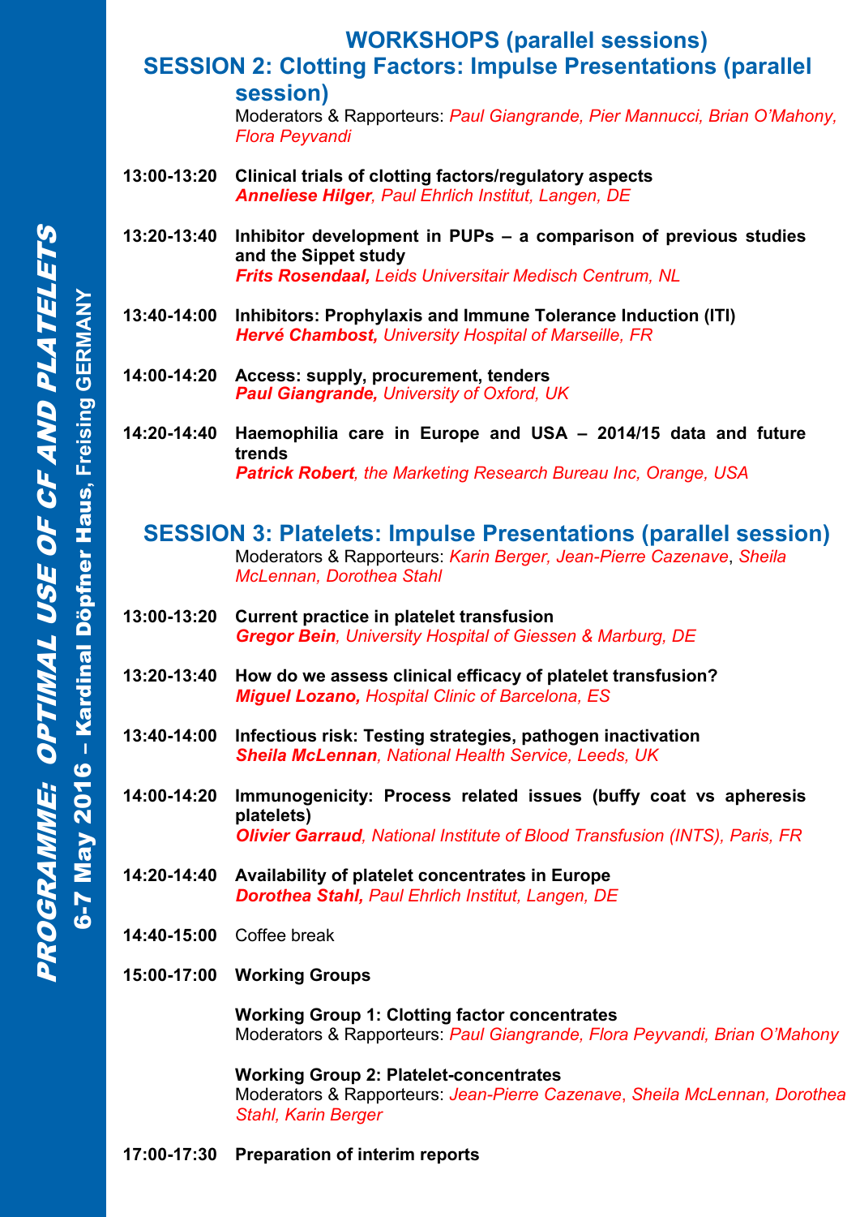# WORKSHOPS (parallel sessions)

## SESSION 2: Clotting Factors: Impulse Presentations (parallel session)

Moderators & Rapporteurs: *Paul Giangrande, Pier Mannucci, Brian O'Mahony, Flora Peyvandi*

**13:00-13:20** **Clinical trials of clotting factors/regulatory aspects**
***Anneliese Hilger****, Paul Ehrlich Institut, Langen, DE*

**13:20-13:40** **Inhibitor development in PUPs – a comparison of previous studies and the Sippet study**
***Frits Rosendaal,*** *Leids Universitair Medisch Centrum, NL*

**13:40-14:00** **Inhibitors: Prophylaxis and Immune Tolerance Induction (ITI)**
***Hervé Chambost,*** *University Hospital of Marseille, FR*

**14:00-14:20** **Access: supply, procurement, tenders**
***Paul Giangrande,*** *University of Oxford, UK*

**14:20-14:40** **Haemophilia care in Europe and USA – 2014/15 data and future trends**
***Patrick Robert****, the Marketing Research Bureau Inc, Orange, USA*

## SESSION 3: Platelets: Impulse Presentations (parallel session)

Moderators & Rapporteurs: *Karin Berger, Jean-Pierre Cazenave*, *Sheila McLennan, Dorothea Stahl*

**13:00-13:20** **Current practice in platelet transfusion**
***Gregor Bein****, University Hospital of Giessen & Marburg, DE*

**13:20-13:40** **How do we assess clinical efficacy of platelet transfusion?**
***Miguel Lozano,*** *Hospital Clinic of Barcelona, ES*

**13:40-14:00** **Infectious risk: Testing strategies, pathogen inactivation**
***Sheila McLennan****, National Health Service, Leeds, UK*

**14:00-14:20** **Immunogenicity: Process related issues (buffy coat vs apheresis platelets)**
***Olivier Garraud****, National Institute of Blood Transfusion (INTS), Paris, FR*

**14:20-14:40** **Availability of platelet concentrates in Europe**
***Dorothea Stahl,*** *Paul Ehrlich Institut, Langen, DE*

**14:40-15:00** Coffee break

**15:00-17:00** **Working Groups**

**Working Group 1: Clotting factor concentrates**
Moderators & Rapporteurs: *Paul Giangrande, Flora Peyvandi, Brian O'Mahony*

**Working Group 2: Platelet-concentrates**
Moderators & Rapporteurs: *Jean-Pierre Cazenave*, *Sheila McLennan, Dorothea Stahl, Karin Berger*

**17:00-17:30** **Preparation of interim reports**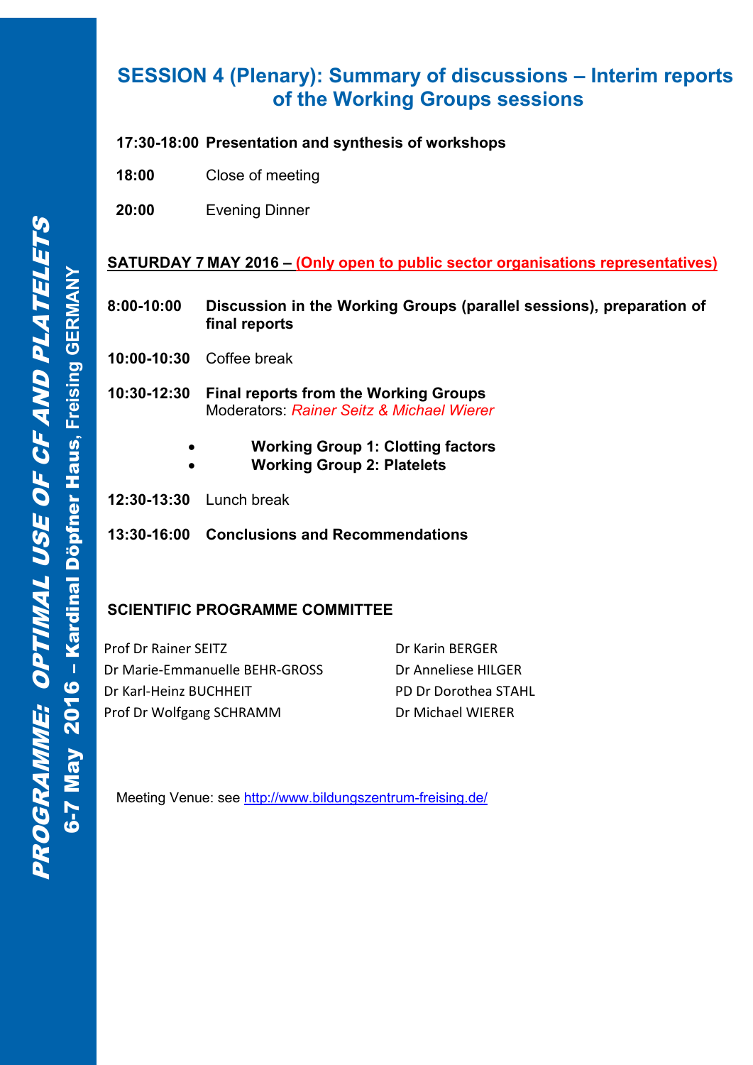## SESSION 4 (Plenary): Summary of discussions – Interim reports of the Working Groups sessions

**17:30-18:00** **Presentation and synthesis of workshops**

**18:00** Close of meeting

**20:00** Evening Dinner

**SATURDAY 7 MAY 2016 – (Only open to public sector organisations representatives)**

**8:00-10:00** **Discussion in the Working Groups (parallel sessions), preparation of final reports**

**10:00-10:30** Coffee break

**10:30-12:30** **Final reports from the Working Groups**
Moderators: *Rainer Seitz & Michael Wierer*

- **Working Group 1: Clotting factors**
- **Working Group 2: Platelets**

**12:30-13:30** Lunch break

**13:30-16:00** **Conclusions and Recommendations**

### SCIENTIFIC PROGRAMME COMMITTEE

| | |
|---|---|
| Prof Dr Rainer SEITZ | Dr Karin BERGER |
| Dr Marie-Emmanuelle BEHR-GROSS | Dr Anneliese HILGER |
| Dr Karl-Heinz BUCHHEIT | PD Dr Dorothea STAHL |
| Prof Dr Wolfgang SCHRAMM | Dr Michael WIERER |

Meeting Venue: see http://www.bildungszentrum-freising.de/

*PROGRAMME: OPTIMAL USE OF CF AND PLATELETS*
**6-7 May 2016 – Kardinal Döpfner Haus, Freising GERMANY**